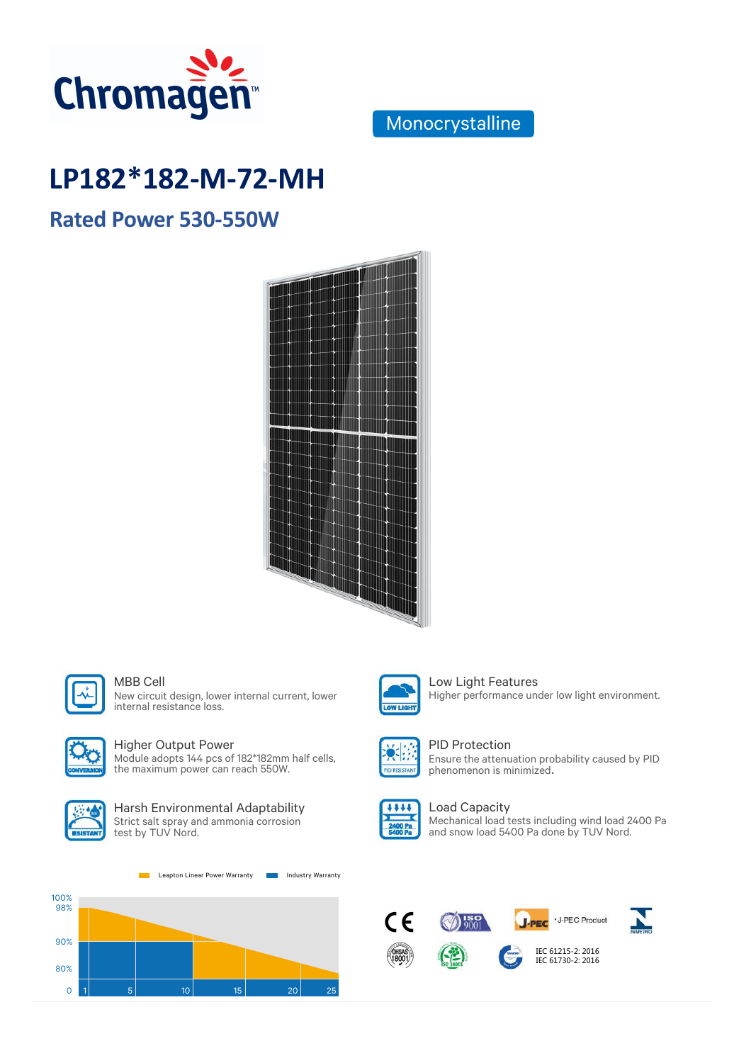Chromagen™

Monocrystalline

# LP182*182-M-72-MH

## Rated Power 530-550W

**MBB Cell**
New circuit design, lower internal current, lower internal resistance loss.

**Higher Output Power**
Module adopts 144 pcs of 182*182mm half cells, the maximum power can reach 550W.

**Harsh Environmental Adaptability**
Strict salt spray and ammonia corrosion test by TUV Nord.

**Low Light Features**
Higher performance under low light environment.

**PID Protection**
Ensure the attenuation probability caused by PID phenomenon is minimized.

**Load Capacity**
Mechanical load tests including wind load 2400 Pa and snow load 5400 Pa done by TUV Nord.

Leapton Linear Power Warranty | Industry Warranty

100%, 98%, 90%, 80%, 0

1, 5, 10, 15, 20, 25

J-PEC Product

IEC 61215-2: 2016
IEC 61730-2: 2016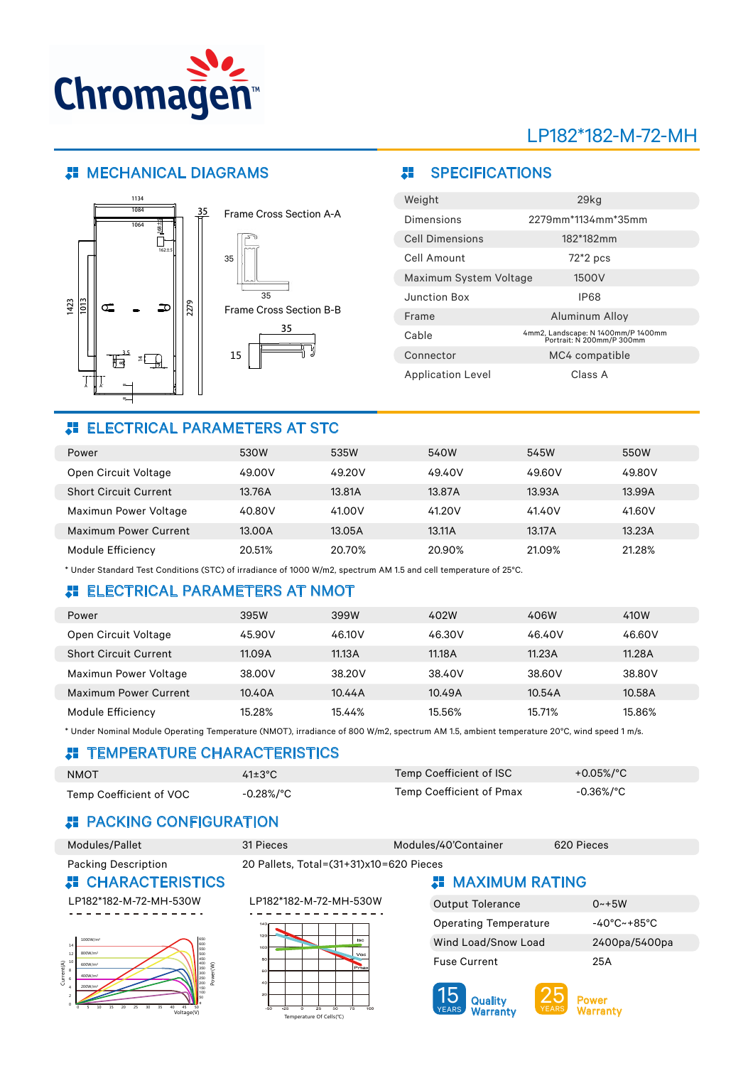# Chromagen™

LP182*182-M-72-MH

## MECHANICAL DIAGRAMS

1134
1084
1064
35
1423
1013
2279
Frame Cross Section A-A
35
35
Frame Cross Section B-B
35
15

## SPECIFICATIONS

| | |
|---|---|
| Weight | 29kg |
| Dimensions | 2279mm*1134mm*35mm |
| Cell Dimensions | 182*182mm |
| Cell Amount | 72*2 pcs |
| Maximum System Voltage | 1500V |
| Junction Box | IP68 |
| Frame | Aluminum Alloy |
| Cable | 4mm2, Landscape: N 1400mm/P 1400mm Portrait: N 200mm/P 300mm |
| Connector | MC4 compatible |
| Application Level | Class A |

## ELECTRICAL PARAMETERS AT STC

| | | | | | |
|---|---|---|---|---|---|
| Power | 530W | 535W | 540W | 545W | 550W |
| Open Circuit Voltage | 49.00V | 49.20V | 49.40V | 49.60V | 49.80V |
| Short Circuit Current | 13.76A | 13.81A | 13.87A | 13.93A | 13.99A |
| Maximun Power Voltage | 40.80V | 41.00V | 41.20V | 41.40V | 41.60V |
| Maximum Power Current | 13.00A | 13.05A | 13.11A | 13.17A | 13.23A |
| Module Efficiency | 20.51% | 20.70% | 20.90% | 21.09% | 21.28% |

* Under Standard Test Conditions (STC) of irradiance of 1000 W/m2, spectrum AM 1.5 and cell temperature of 25°C.

## ELECTRICAL PARAMETERS AT NMOT

| | | | | | |
|---|---|---|---|---|---|
| Power | 395W | 399W | 402W | 406W | 410W |
| Open Circuit Voltage | 45.90V | 46.10V | 46.30V | 46.40V | 46.60V |
| Short Circuit Current | 11.09A | 11.13A | 11.18A | 11.23A | 11.28A |
| Maximun Power Voltage | 38.00V | 38.20V | 38.40V | 38.60V | 38.80V |
| Maximum Power Current | 10.40A | 10.44A | 10.49A | 10.54A | 10.58A |
| Module Efficiency | 15.28% | 15.44% | 15.56% | 15.71% | 15.86% |

* Under Nominal Module Operating Temperature (NMOT), irradiance of 800 W/m2, spectrum AM 1.5, ambient temperature 20°C, wind speed 1 m/s.

## TEMPERATURE CHARACTERISTICS

| | | | |
|---|---|---|---|
| NMOT | 41±3°C | Temp Coefficient of ISC | +0.05%/°C |
| Temp Coefficient of VOC | -0.28%/°C | Temp Coefficient of Pmax | -0.36%/°C |

## PACKING CONFIGURATION

| | | | |
|---|---|---|---|
| Modules/Pallet | 31 Pieces | Modules/40'Container | 620 Pieces |
| Packing Description | 20 Pallets, Total=(31+31)x10=620 Pieces | | |

## CHARACTERISTICS

LP182*182-M-72-MH-530W

1000W/m²
800W/m²
600W/m²
400W/m²
200W/m²
Current(A)
Power(W)
Voltage(V)

LP182*182-M-72-MH-530W

Isc
Voc
Pmax
Temperature Of Cells(°C)

## MAXIMUM RATING

| | |
|---|---|
| Output Tolerance | 0~+5W |
| Operating Temperature | -40°C~+85°C |
| Wind Load/Snow Load | 2400pa/5400pa |
| Fuse Current | 25A |

15 YEARS Quality Warranty

25 YEARS Power Warranty